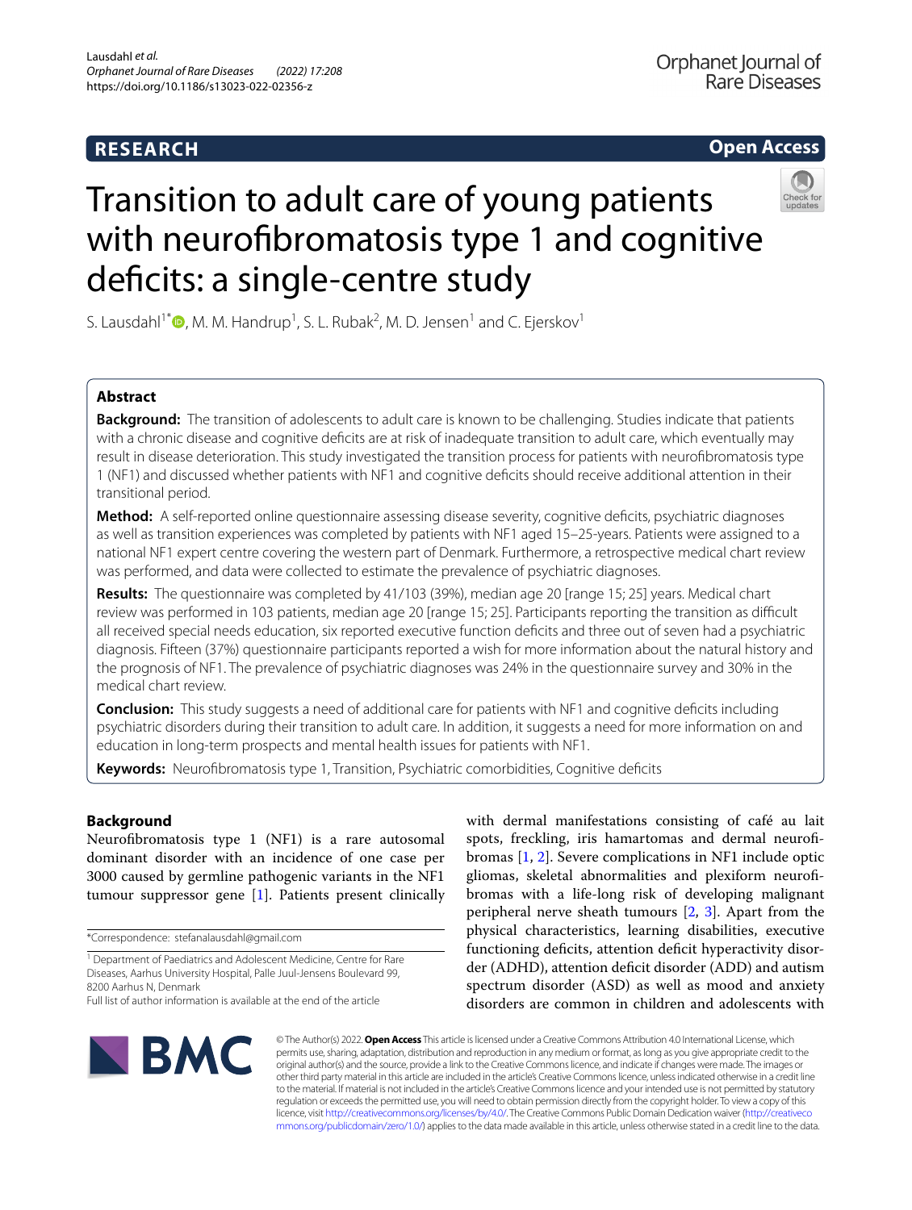RESEARCH

Open Access

# Transition to adult care of young patients with neurofibromatosis type 1 and cognitive deficits: a single-centre study

S. Lausdahl[1*], M. M. Handrup[1], S. L. Rubak[2], M. D. Jensen[1] and C. Ejerskov[1]

## Abstract

**Background:** The transition of adolescents to adult care is known to be challenging. Studies indicate that patients with a chronic disease and cognitive deficits are at risk of inadequate transition to adult care, which eventually may result in disease deterioration. This study investigated the transition process for patients with neurofibromatosis type 1 (NF1) and discussed whether patients with NF1 and cognitive deficits should receive additional attention in their transitional period.

**Method:** A self-reported online questionnaire assessing disease severity, cognitive deficits, psychiatric diagnoses as well as transition experiences was completed by patients with NF1 aged 15–25-years. Patients were assigned to a national NF1 expert centre covering the western part of Denmark. Furthermore, a retrospective medical chart review was performed, and data were collected to estimate the prevalence of psychiatric diagnoses.

**Results:** The questionnaire was completed by 41/103 (39%), median age 20 [range 15; 25] years. Medical chart review was performed in 103 patients, median age 20 [range 15; 25]. Participants reporting the transition as difficult all received special needs education, six reported executive function deficits and three out of seven had a psychiatric diagnosis. Fifteen (37%) questionnaire participants reported a wish for more information about the natural history and the prognosis of NF1. The prevalence of psychiatric diagnoses was 24% in the questionnaire survey and 30% in the medical chart review.

**Conclusion:** This study suggests a need of additional care for patients with NF1 and cognitive deficits including psychiatric disorders during their transition to adult care. In addition, it suggests a need for more information on and education in long-term prospects and mental health issues for patients with NF1.

**Keywords:** Neurofibromatosis type 1, Transition, Psychiatric comorbidities, Cognitive deficits

## Background

Neurofibromatosis type 1 (NF1) is a rare autosomal dominant disorder with an incidence of one case per 3000 caused by germline pathogenic variants in the NF1 tumour suppressor gene [1]. Patients present clinically with dermal manifestations consisting of café au lait spots, freckling, iris hamartomas and dermal neurofibromas [1, 2]. Severe complications in NF1 include optic gliomas, skeletal abnormalities and plexiform neurofibromas with a life-long risk of developing malignant peripheral nerve sheath tumours [2, 3]. Apart from the physical characteristics, learning disabilities, executive functioning deficits, attention deficit hyperactivity disorder (ADHD), attention deficit disorder (ADD) and autism spectrum disorder (ASD) as well as mood and anxiety disorders are common in children and adolescents with

*Correspondence: stefanalausdahl@gmail.com

[1] Department of Paediatrics and Adolescent Medicine, Centre for Rare Diseases, Aarhus University Hospital, Palle Juul-Jensens Boulevard 99, 8200 Aarhus N, Denmark

Full list of author information is available at the end of the article

© The Author(s) 2022. **Open Access** This article is licensed under a Creative Commons Attribution 4.0 International License, which permits use, sharing, adaptation, distribution and reproduction in any medium or format, as long as you give appropriate credit to the original author(s) and the source, provide a link to the Creative Commons licence, and indicate if changes were made. The images or other third party material in this article are included in the article's Creative Commons licence, unless indicated otherwise in a credit line to the material. If material is not included in the article's Creative Commons licence and your intended use is not permitted by statutory regulation or exceeds the permitted use, you will need to obtain permission directly from the copyright holder. To view a copy of this licence, visit http://creativecommons.org/licenses/by/4.0/. The Creative Commons Public Domain Dedication waiver (http://creativecommons.org/publicdomain/zero/1.0/) applies to the data made available in this article, unless otherwise stated in a credit line to the data.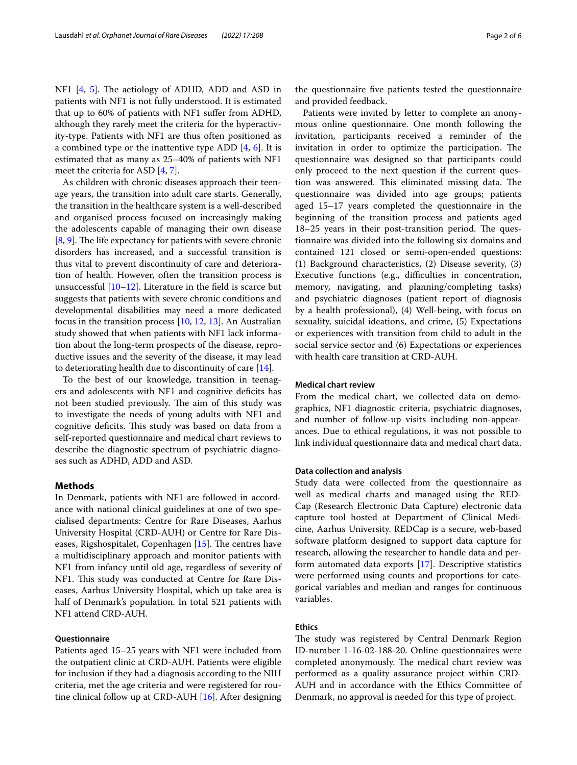NF1 [4, 5]. The aetiology of ADHD, ADD and ASD in patients with NF1 is not fully understood. It is estimated that up to 60% of patients with NF1 suffer from ADHD, although they rarely meet the criteria for the hyperactivity-type. Patients with NF1 are thus often positioned as a combined type or the inattentive type ADD [4, 6]. It is estimated that as many as 25–40% of patients with NF1 meet the criteria for ASD [4, 7].

As children with chronic diseases approach their teenage years, the transition into adult care starts. Generally, the transition in the healthcare system is a well-described and organised process focused on increasingly making the adolescents capable of managing their own disease [8, 9]. The life expectancy for patients with severe chronic disorders has increased, and a successful transition is thus vital to prevent discontinuity of care and deterioration of health. However, often the transition process is unsuccessful [10–12]. Literature in the field is scarce but suggests that patients with severe chronic conditions and developmental disabilities may need a more dedicated focus in the transition process [10, 12, 13]. An Australian study showed that when patients with NF1 lack information about the long-term prospects of the disease, reproductive issues and the severity of the disease, it may lead to deteriorating health due to discontinuity of care [14].

To the best of our knowledge, transition in teenagers and adolescents with NF1 and cognitive deficits has not been studied previously. The aim of this study was to investigate the needs of young adults with NF1 and cognitive deficits. This study was based on data from a self-reported questionnaire and medical chart reviews to describe the diagnostic spectrum of psychiatric diagnoses such as ADHD, ADD and ASD.

## Methods

In Denmark, patients with NF1 are followed in accordance with national clinical guidelines at one of two specialised departments: Centre for Rare Diseases, Aarhus University Hospital (CRD-AUH) or Centre for Rare Diseases, Rigshospitalet, Copenhagen [15]. The centres have a multidisciplinary approach and monitor patients with NF1 from infancy until old age, regardless of severity of NF1. This study was conducted at Centre for Rare Diseases, Aarhus University Hospital, which up take area is half of Denmark's population. In total 521 patients with NF1 attend CRD-AUH.

### Questionnaire

Patients aged 15–25 years with NF1 were included from the outpatient clinic at CRD-AUH. Patients were eligible for inclusion if they had a diagnosis according to the NIH criteria, met the age criteria and were registered for routine clinical follow up at CRD-AUH [16]. After designing the questionnaire five patients tested the questionnaire and provided feedback.

Patients were invited by letter to complete an anonymous online questionnaire. One month following the invitation, participants received a reminder of the invitation in order to optimize the participation. The questionnaire was designed so that participants could only proceed to the next question if the current question was answered. This eliminated missing data. The questionnaire was divided into age groups; patients aged 15–17 years completed the questionnaire in the beginning of the transition process and patients aged 18–25 years in their post-transition period. The questionnaire was divided into the following six domains and contained 121 closed or semi-open-ended questions: (1) Background characteristics, (2) Disease severity, (3) Executive functions (e.g., difficulties in concentration, memory, navigating, and planning/completing tasks) and psychiatric diagnoses (patient report of diagnosis by a health professional), (4) Well-being, with focus on sexuality, suicidal ideations, and crime, (5) Expectations or experiences with transition from child to adult in the social service sector and (6) Expectations or experiences with health care transition at CRD-AUH.

### Medical chart review

From the medical chart, we collected data on demographics, NF1 diagnostic criteria, psychiatric diagnoses, and number of follow-up visits including non-appearances. Due to ethical regulations, it was not possible to link individual questionnaire data and medical chart data.

### Data collection and analysis

Study data were collected from the questionnaire as well as medical charts and managed using the REDCap (Research Electronic Data Capture) electronic data capture tool hosted at Department of Clinical Medicine, Aarhus University. REDCap is a secure, web-based software platform designed to support data capture for research, allowing the researcher to handle data and perform automated data exports [17]. Descriptive statistics were performed using counts and proportions for categorical variables and median and ranges for continuous variables.

### Ethics

The study was registered by Central Denmark Region ID-number 1-16-02-188-20. Online questionnaires were completed anonymously. The medical chart review was performed as a quality assurance project within CRD-AUH and in accordance with the Ethics Committee of Denmark, no approval is needed for this type of project.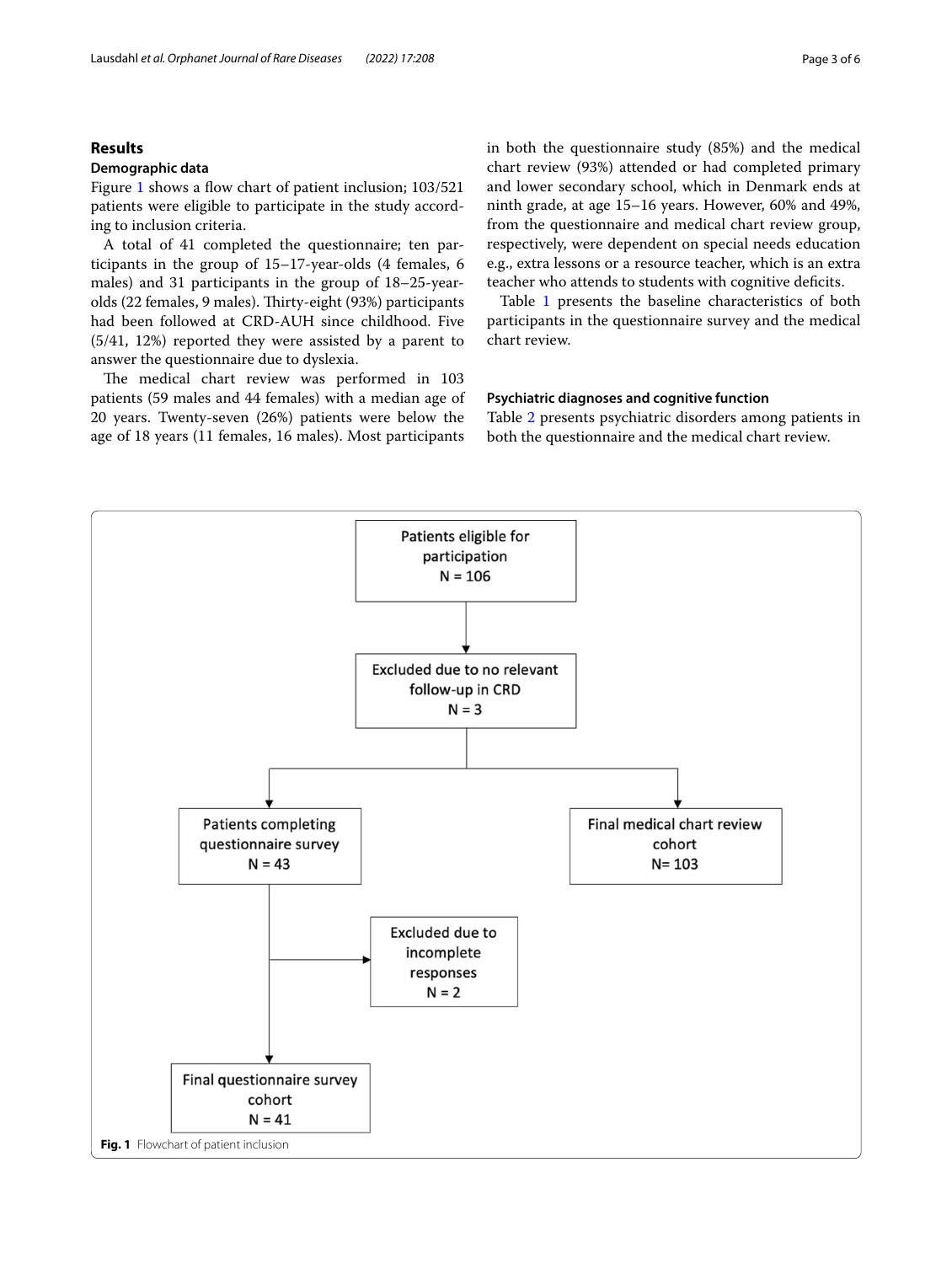## Results

### Demographic data

Figure 1 shows a flow chart of patient inclusion; 103/521 patients were eligible to participate in the study according to inclusion criteria.

A total of 41 completed the questionnaire; ten participants in the group of 15–17-year-olds (4 females, 6 males) and 31 participants in the group of 18–25-year-olds (22 females, 9 males). Thirty-eight (93%) participants had been followed at CRD-AUH since childhood. Five (5/41, 12%) reported they were assisted by a parent to answer the questionnaire due to dyslexia.

The medical chart review was performed in 103 patients (59 males and 44 females) with a median age of 20 years. Twenty-seven (26%) patients were below the age of 18 years (11 females, 16 males). Most participants in both the questionnaire study (85%) and the medical chart review (93%) attended or had completed primary and lower secondary school, which in Denmark ends at ninth grade, at age 15–16 years. However, 60% and 49%, from the questionnaire and medical chart review group, respectively, were dependent on special needs education e.g., extra lessons or a resource teacher, which is an extra teacher who attends to students with cognitive deficits.

Table 1 presents the baseline characteristics of both participants in the questionnaire survey and the medical chart review.

### Psychiatric diagnoses and cognitive function

Table 2 presents psychiatric disorders among patients in both the questionnaire and the medical chart review.

Patients eligible for participation
N = 106

Excluded due to no relevant follow-up in CRD
N = 3

Patients completing questionnaire survey
N = 43

Final medical chart review cohort
N= 103

Excluded due to incomplete responses
N = 2

Final questionnaire survey cohort
N = 41

**Fig. 1** Flowchart of patient inclusion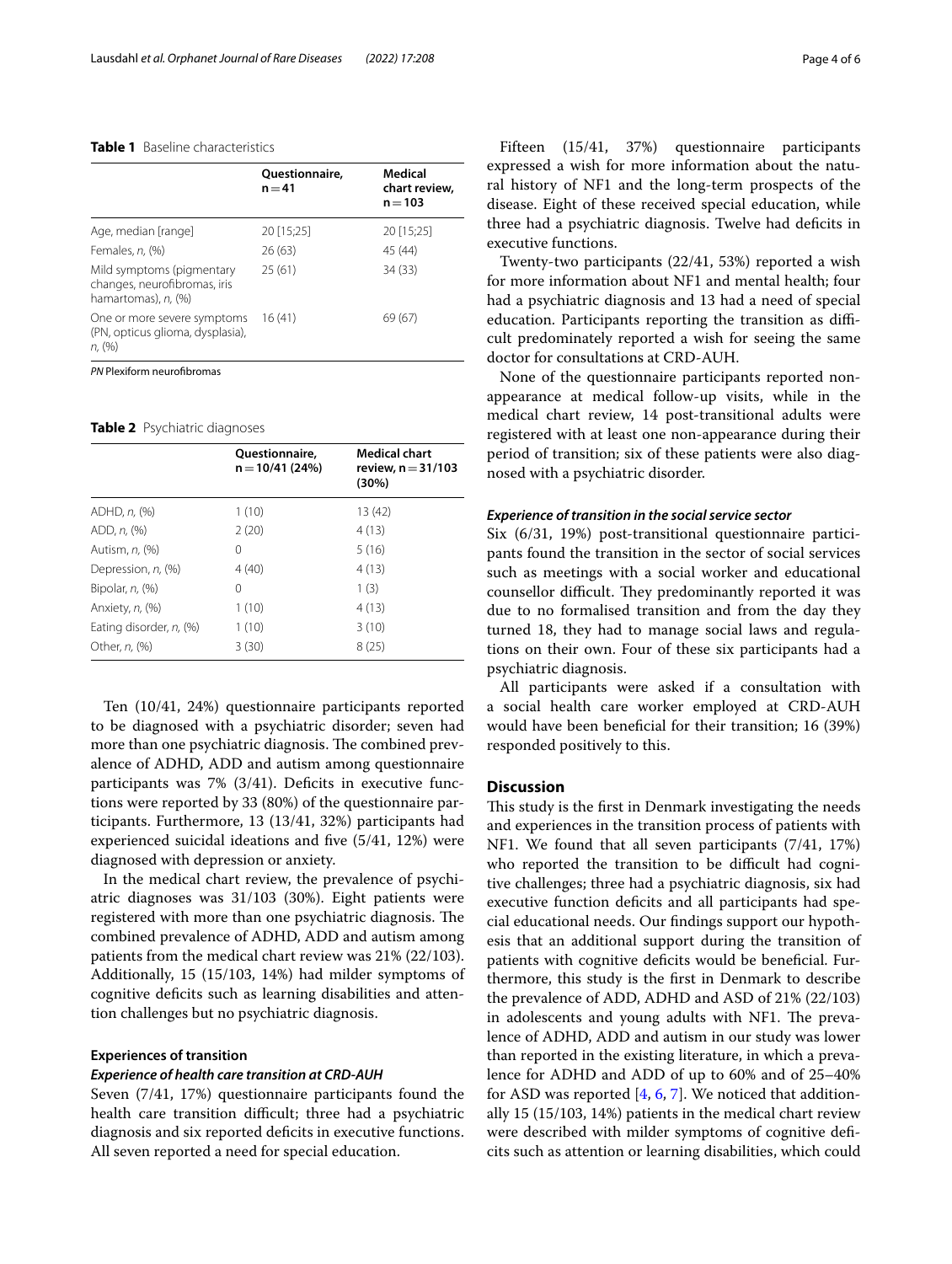**Table 1** Baseline characteristics

| | Questionnaire, n = 41 | Medical chart review, n = 103 |
|---|---|---|
| Age, median [range] | 20 [15;25] | 20 [15;25] |
| Females, *n*, (%) | 26 (63) | 45 (44) |
| Mild symptoms (pigmentary changes, neurofibromas, iris hamartomas), *n*, (%) | 25 (61) | 34 (33) |
| One or more severe symptoms (PN, opticus glioma, dysplasia), *n*, (%) | 16 (41) | 69 (67) |

*PN* Plexiform neurofibromas

**Table 2** Psychiatric diagnoses

| | Questionnaire, n = 10/41 (24%) | Medical chart review, n = 31/103 (30%) |
|---|---|---|
| ADHD, *n*, (%) | 1 (10) | 13 (42) |
| ADD, *n*, (%) | 2 (20) | 4 (13) |
| Autism, *n*, (%) | 0 | 5 (16) |
| Depression, *n*, (%) | 4 (40) | 4 (13) |
| Bipolar, *n*, (%) | 0 | 1 (3) |
| Anxiety, *n*, (%) | 1 (10) | 4 (13) |
| Eating disorder, *n*, (%) | 1 (10) | 3 (10) |
| Other, *n*, (%) | 3 (30) | 8 (25) |

Ten (10/41, 24%) questionnaire participants reported to be diagnosed with a psychiatric disorder; seven had more than one psychiatric diagnosis. The combined prevalence of ADHD, ADD and autism among questionnaire participants was 7% (3/41). Deficits in executive functions were reported by 33 (80%) of the questionnaire participants. Furthermore, 13 (13/41, 32%) participants had experienced suicidal ideations and five (5/41, 12%) were diagnosed with depression or anxiety.

In the medical chart review, the prevalence of psychiatric diagnoses was 31/103 (30%). Eight patients were registered with more than one psychiatric diagnosis. The combined prevalence of ADHD, ADD and autism among patients from the medical chart review was 21% (22/103). Additionally, 15 (15/103, 14%) had milder symptoms of cognitive deficits such as learning disabilities and attention challenges but no psychiatric diagnosis.

### Experiences of transition

#### *Experience of health care transition at CRD-AUH*

Seven (7/41, 17%) questionnaire participants found the health care transition difficult; three had a psychiatric diagnosis and six reported deficits in executive functions. All seven reported a need for special education.

Fifteen (15/41, 37%) questionnaire participants expressed a wish for more information about the natural history of NF1 and the long-term prospects of the disease. Eight of these received special education, while three had a psychiatric diagnosis. Twelve had deficits in executive functions.

Twenty-two participants (22/41, 53%) reported a wish for more information about NF1 and mental health; four had a psychiatric diagnosis and 13 had a need of special education. Participants reporting the transition as difficult predominately reported a wish for seeing the same doctor for consultations at CRD-AUH.

None of the questionnaire participants reported non-appearance at medical follow-up visits, while in the medical chart review, 14 post-transitional adults were registered with at least one non-appearance during their period of transition; six of these patients were also diagnosed with a psychiatric disorder.

#### *Experience of transition in the social service sector*

Six (6/31, 19%) post-transitional questionnaire participants found the transition in the sector of social services such as meetings with a social worker and educational counsellor difficult. They predominantly reported it was due to no formalised transition and from the day they turned 18, they had to manage social laws and regulations on their own. Four of these six participants had a psychiatric diagnosis.

All participants were asked if a consultation with a social health care worker employed at CRD-AUH would have been beneficial for their transition; 16 (39%) responded positively to this.

## Discussion

This study is the first in Denmark investigating the needs and experiences in the transition process of patients with NF1. We found that all seven participants (7/41, 17%) who reported the transition to be difficult had cognitive challenges; three had a psychiatric diagnosis, six had executive function deficits and all participants had special educational needs. Our findings support our hypothesis that an additional support during the transition of patients with cognitive deficits would be beneficial. Furthermore, this study is the first in Denmark to describe the prevalence of ADD, ADHD and ASD of 21% (22/103) in adolescents and young adults with NF1. The prevalence of ADHD, ADD and autism in our study was lower than reported in the existing literature, in which a prevalence for ADHD and ADD of up to 60% and of 25–40% for ASD was reported [4, 6, 7]. We noticed that additionally 15 (15/103, 14%) patients in the medical chart review were described with milder symptoms of cognitive deficits such as attention or learning disabilities, which could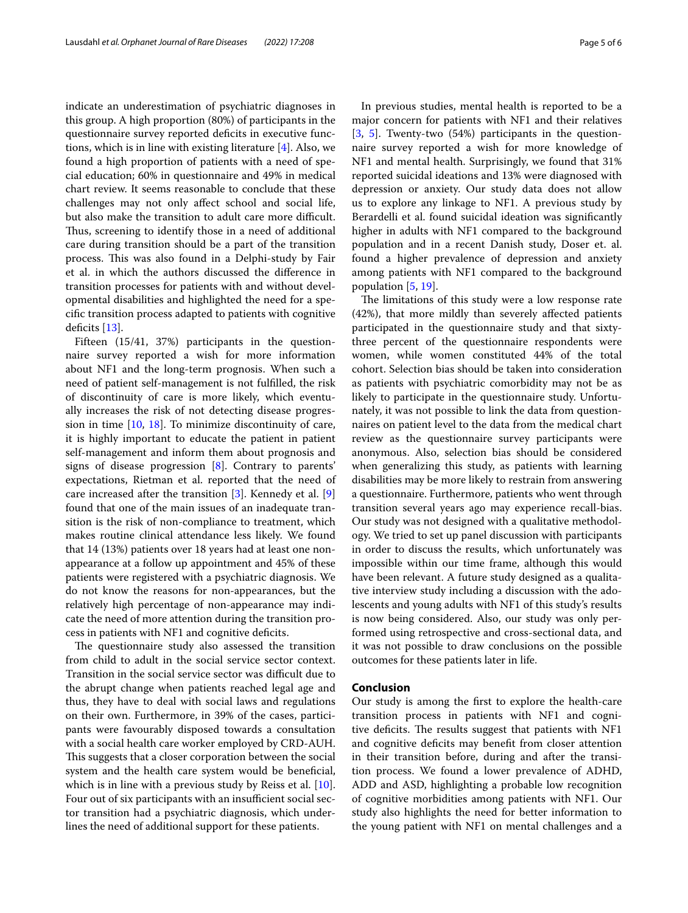indicate an underestimation of psychiatric diagnoses in this group. A high proportion (80%) of participants in the questionnaire survey reported deficits in executive functions, which is in line with existing literature [4]. Also, we found a high proportion of patients with a need of special education; 60% in questionnaire and 49% in medical chart review. It seems reasonable to conclude that these challenges may not only affect school and social life, but also make the transition to adult care more difficult. Thus, screening to identify those in a need of additional care during transition should be a part of the transition process. This was also found in a Delphi-study by Fair et al. in which the authors discussed the difference in transition processes for patients with and without developmental disabilities and highlighted the need for a specific transition process adapted to patients with cognitive deficits [13].

Fifteen (15/41, 37%) participants in the questionnaire survey reported a wish for more information about NF1 and the long-term prognosis. When such a need of patient self-management is not fulfilled, the risk of discontinuity of care is more likely, which eventually increases the risk of not detecting disease progression in time [10, 18]. To minimize discontinuity of care, it is highly important to educate the patient in patient self-management and inform them about prognosis and signs of disease progression [8]. Contrary to parents' expectations, Rietman et al. reported that the need of care increased after the transition [3]. Kennedy et al. [9] found that one of the main issues of an inadequate transition is the risk of non-compliance to treatment, which makes routine clinical attendance less likely. We found that 14 (13%) patients over 18 years had at least one non-appearance at a follow up appointment and 45% of these patients were registered with a psychiatric diagnosis. We do not know the reasons for non-appearances, but the relatively high percentage of non-appearance may indicate the need of more attention during the transition process in patients with NF1 and cognitive deficits.

The questionnaire study also assessed the transition from child to adult in the social service sector context. Transition in the social service sector was difficult due to the abrupt change when patients reached legal age and thus, they have to deal with social laws and regulations on their own. Furthermore, in 39% of the cases, participants were favourably disposed towards a consultation with a social health care worker employed by CRD-AUH. This suggests that a closer corporation between the social system and the health care system would be beneficial, which is in line with a previous study by Reiss et al. [10]. Four out of six participants with an insufficient social sector transition had a psychiatric diagnosis, which underlines the need of additional support for these patients.

In previous studies, mental health is reported to be a major concern for patients with NF1 and their relatives [3, 5]. Twenty-two (54%) participants in the questionnaire survey reported a wish for more knowledge of NF1 and mental health. Surprisingly, we found that 31% reported suicidal ideations and 13% were diagnosed with depression or anxiety. Our study data does not allow us to explore any linkage to NF1. A previous study by Berardelli et al. found suicidal ideation was significantly higher in adults with NF1 compared to the background population and in a recent Danish study, Doser et. al. found a higher prevalence of depression and anxiety among patients with NF1 compared to the background population [5, 19].

The limitations of this study were a low response rate (42%), that more mildly than severely affected patients participated in the questionnaire study and that sixty-three percent of the questionnaire respondents were women, while women constituted 44% of the total cohort. Selection bias should be taken into consideration as patients with psychiatric comorbidity may not be as likely to participate in the questionnaire study. Unfortunately, it was not possible to link the data from questionnaires on patient level to the data from the medical chart review as the questionnaire survey participants were anonymous. Also, selection bias should be considered when generalizing this study, as patients with learning disabilities may be more likely to restrain from answering a questionnaire. Furthermore, patients who went through transition several years ago may experience recall-bias. Our study was not designed with a qualitative methodology. We tried to set up panel discussion with participants in order to discuss the results, which unfortunately was impossible within our time frame, although this would have been relevant. A future study designed as a qualitative interview study including a discussion with the adolescents and young adults with NF1 of this study's results is now being considered. Also, our study was only performed using retrospective and cross-sectional data, and it was not possible to draw conclusions on the possible outcomes for these patients later in life.

## Conclusion

Our study is among the first to explore the health-care transition process in patients with NF1 and cognitive deficits. The results suggest that patients with NF1 and cognitive deficits may benefit from closer attention in their transition before, during and after the transition process. We found a lower prevalence of ADHD, ADD and ASD, highlighting a probable low recognition of cognitive morbidities among patients with NF1. Our study also highlights the need for better information to the young patient with NF1 on mental challenges and a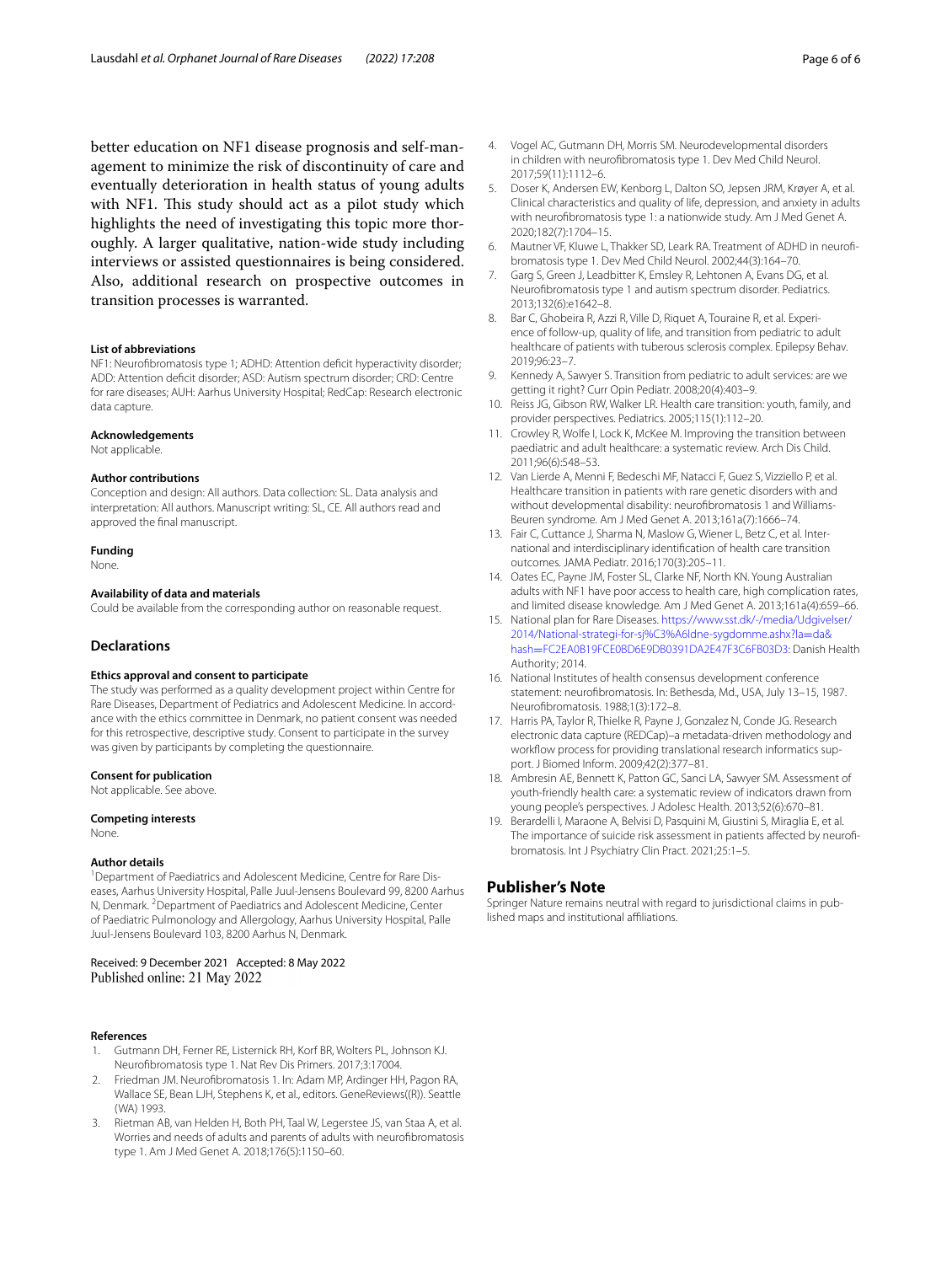better education on NF1 disease prognosis and self-management to minimize the risk of discontinuity of care and eventually deterioration in health status of young adults with NF1. This study should act as a pilot study which highlights the need of investigating this topic more thoroughly. A larger qualitative, nation-wide study including interviews or assisted questionnaires is being considered. Also, additional research on prospective outcomes in transition processes is warranted.

#### List of abbreviations
NF1: Neurofibromatosis type 1; ADHD: Attention deficit hyperactivity disorder; ADD: Attention deficit disorder; ASD: Autism spectrum disorder; CRD: Centre for rare diseases; AUH: Aarhus University Hospital; RedCap: Research electronic data capture.

#### Acknowledgements
Not applicable.

#### Author contributions
Conception and design: All authors. Data collection: SL. Data analysis and interpretation: All authors. Manuscript writing: SL, CE. All authors read and approved the final manuscript.

#### Funding
None.

#### Availability of data and materials
Could be available from the corresponding author on reasonable request.

### Declarations

#### Ethics approval and consent to participate
The study was performed as a quality development project within Centre for Rare Diseases, Department of Pediatrics and Adolescent Medicine. In accordance with the ethics committee in Denmark, no patient consent was needed for this retrospective, descriptive study. Consent to participate in the survey was given by participants by completing the questionnaire.

#### Consent for publication
Not applicable. See above.

#### Competing interests
None.

#### Author details
[1]Department of Paediatrics and Adolescent Medicine, Centre for Rare Diseases, Aarhus University Hospital, Palle Juul-Jensens Boulevard 99, 8200 Aarhus N, Denmark. [2]Department of Paediatrics and Adolescent Medicine, Center of Paediatric Pulmonology and Allergology, Aarhus University Hospital, Palle Juul-Jensens Boulevard 103, 8200 Aarhus N, Denmark.

Received: 9 December 2021 Accepted: 8 May 2022
Published online: 21 May 2022

#### References
1. Gutmann DH, Ferner RE, Listernick RH, Korf BR, Wolters PL, Johnson KJ. Neurofibromatosis type 1. Nat Rev Dis Primers. 2017;3:17004.
2. Friedman JM. Neurofibromatosis 1. In: Adam MP, Ardinger HH, Pagon RA, Wallace SE, Bean LJH, Stephens K, et al., editors. GeneReviews((R)). Seattle (WA) 1993.
3. Rietman AB, van Helden H, Both PH, Taal W, Legerstee JS, van Staa A, et al. Worries and needs of adults and parents of adults with neurofibromatosis type 1. Am J Med Genet A. 2018;176(5):1150–60.
4. Vogel AC, Gutmann DH, Morris SM. Neurodevelopmental disorders in children with neurofibromatosis type 1. Dev Med Child Neurol. 2017;59(11):1112–6.
5. Doser K, Andersen EW, Kenborg L, Dalton SO, Jepsen JRM, Krøyer A, et al. Clinical characteristics and quality of life, depression, and anxiety in adults with neurofibromatosis type 1: a nationwide study. Am J Med Genet A. 2020;182(7):1704–15.
6. Mautner VF, Kluwe L, Thakker SD, Leark RA. Treatment of ADHD in neurofibromatosis type 1. Dev Med Child Neurol. 2002;44(3):164–70.
7. Garg S, Green J, Leadbitter K, Emsley R, Lehtonen A, Evans DG, et al. Neurofibromatosis type 1 and autism spectrum disorder. Pediatrics. 2013;132(6):e1642–8.
8. Bar C, Ghobeira R, Azzi R, Ville D, Riquet A, Touraine R, et al. Experience of follow-up, quality of life, and transition from pediatric to adult healthcare of patients with tuberous sclerosis complex. Epilepsy Behav. 2019;96:23–7.
9. Kennedy A, Sawyer S. Transition from pediatric to adult services: are we getting it right? Curr Opin Pediatr. 2008;20(4):403–9.
10. Reiss JG, Gibson RW, Walker LR. Health care transition: youth, family, and provider perspectives. Pediatrics. 2005;115(1):112–20.
11. Crowley R, Wolfe I, Lock K, McKee M. Improving the transition between paediatric and adult healthcare: a systematic review. Arch Dis Child. 2011;96(6):548–53.
12. Van Lierde A, Menni F, Bedeschi MF, Natacci F, Guez S, Vizziello P, et al. Healthcare transition in patients with rare genetic disorders with and without developmental disability: neurofibromatosis 1 and Williams-Beuren syndrome. Am J Med Genet A. 2013;161a(7):1666–74.
13. Fair C, Cuttance J, Sharma N, Maslow G, Wiener L, Betz C, et al. International and interdisciplinary identification of health care transition outcomes. JAMA Pediatr. 2016;170(3):205–11.
14. Oates EC, Payne JM, Foster SL, Clarke NF, North KN. Young Australian adults with NF1 have poor access to health care, high complication rates, and limited disease knowledge. Am J Med Genet A. 2013;161a(4):659–66.
15. National plan for Rare Diseases. https://www.sst.dk/-/media/Udgivelser/2014/National-strategi-for-sj%C3%A6ldne-sygdomme.ashx?la=da&hash=FC2EA0B19FCE0BD6E9DB0391DA2E47F3C6FB03D3: Danish Health Authority; 2014.
16. National Institutes of health consensus development conference statement: neurofibromatosis. In: Bethesda, Md., USA, July 13–15, 1987. Neurofibromatosis. 1988;1(3):172–8.
17. Harris PA, Taylor R, Thielke R, Payne J, Gonzalez N, Conde JG. Research electronic data capture (REDCap)–a metadata-driven methodology and workflow process for providing translational research informatics support. J Biomed Inform. 2009;42(2):377–81.
18. Ambresin AE, Bennett K, Patton GC, Sanci LA, Sawyer SM. Assessment of youth-friendly health care: a systematic review of indicators drawn from young people's perspectives. J Adolesc Health. 2013;52(6):670–81.
19. Berardelli I, Maraone A, Belvisi D, Pasquini M, Giustini S, Miraglia E, et al. The importance of suicide risk assessment in patients affected by neurofibromatosis. Int J Psychiatry Clin Pract. 2021;25:1–5.

### Publisher's Note
Springer Nature remains neutral with regard to jurisdictional claims in published maps and institutional affiliations.